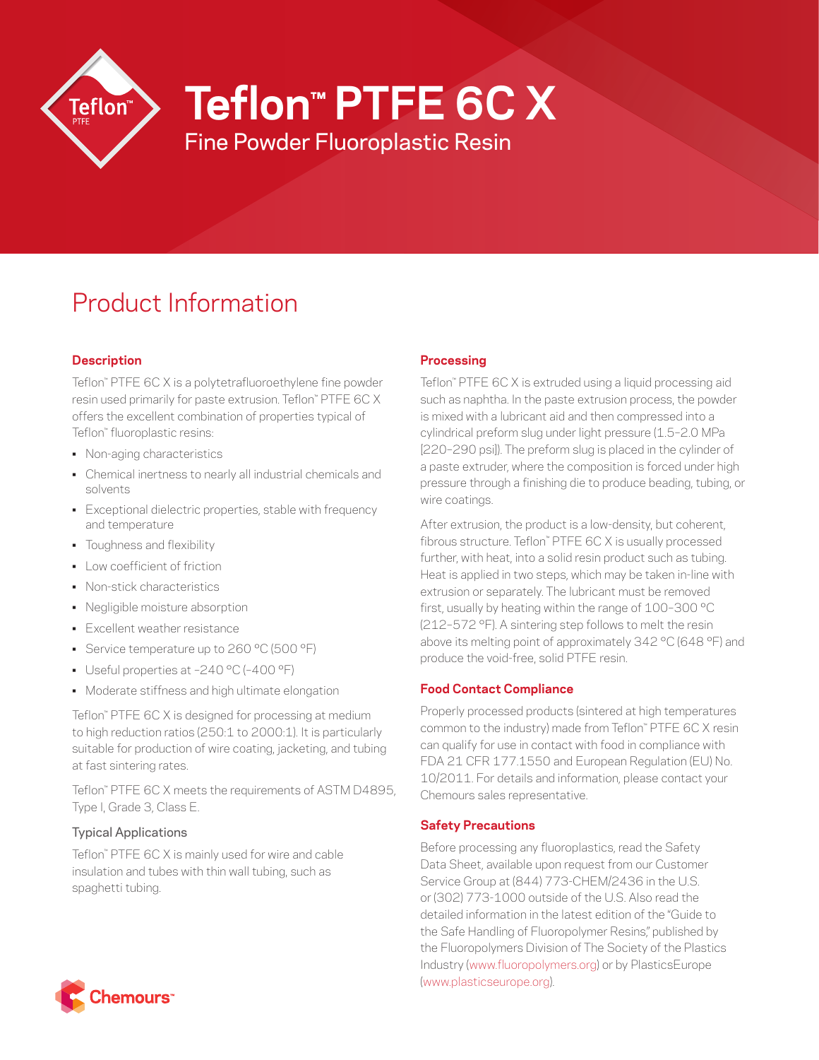# Teflon™ PTFE 6C X

Fine Powder Fluoroplastic Resin

## Product Information

### Description

Teflon™ PTFE 6C X is a polytetrafluoroethylene fine powder resin used primarily for paste extrusion. Teflon™ PTFE 6C X offers the excellent combination of properties typical of Teflon™ fluoroplastic resins:

- Non-aging characteristics
- Chemical inertness to nearly all industrial chemicals and solvents
- Exceptional dielectric properties, stable with frequency and temperature
- Toughness and flexibility
- Low coefficient of friction
- Non-stick characteristics
- Negligible moisture absorption
- Excellent weather resistance
- Service temperature up to 260 °C (500 °F)
- Useful properties at –240 °C (–400 °F)
- Moderate stiffness and high ultimate elongation

Teflon™ PTFE 6C X is designed for processing at medium to high reduction ratios (250:1 to 2000:1). It is particularly suitable for production of wire coating, jacketing, and tubing at fast sintering rates.

Teflon™ PTFE 6C X meets the requirements of ASTM D4895, Type I, Grade 3, Class E.

#### Typical Applications

Teflon™ PTFE 6C X is mainly used for wire and cable insulation and tubes with thin wall tubing, such as spaghetti tubing.

### Processing

Teflon™ PTFE 6C X is extruded using a liquid processing aid such as naphtha. In the paste extrusion process, the powder is mixed with a lubricant aid and then compressed into a cylindrical preform slug under light pressure (1.5–2.0 MPa [220–290 psi]). The preform slug is placed in the cylinder of a paste extruder, where the composition is forced under high pressure through a finishing die to produce beading, tubing, or wire coatings.

After extrusion, the product is a low-density, but coherent, fibrous structure. Teflon™ PTFE 6C X is usually processed further, with heat, into a solid resin product such as tubing. Heat is applied in two steps, which may be taken in-line with extrusion or separately. The lubricant must be removed first, usually by heating within the range of 100–300 °C (212–572 °F). A sintering step follows to melt the resin above its melting point of approximately 342 °C (648 °F) and produce the void-free, solid PTFE resin.

### Food Contact Compliance

Properly processed products (sintered at high temperatures common to the industry) made from Teflon™ PTFE 6C X resin can qualify for use in contact with food in compliance with FDA 21 CFR 177.1550 and European Regulation (EU) No. 10/2011. For details and information, please contact your Chemours sales representative.

### Safety Precautions

Before processing any fluoroplastics, read the Safety Data Sheet, available upon request from our Customer Service Group at (844) 773-CHEM/2436 in the U.S. or (302) 773-1000 outside of the U.S. Also read the detailed information in the latest edition of the "Guide to the Safe Handling of Fluoropolymer Resins," published by the Fluoropolymers Division of The Society of the Plastics Industry (www.fluoropolymers.org) or by PlasticsEurope (www.plasticseurope.org).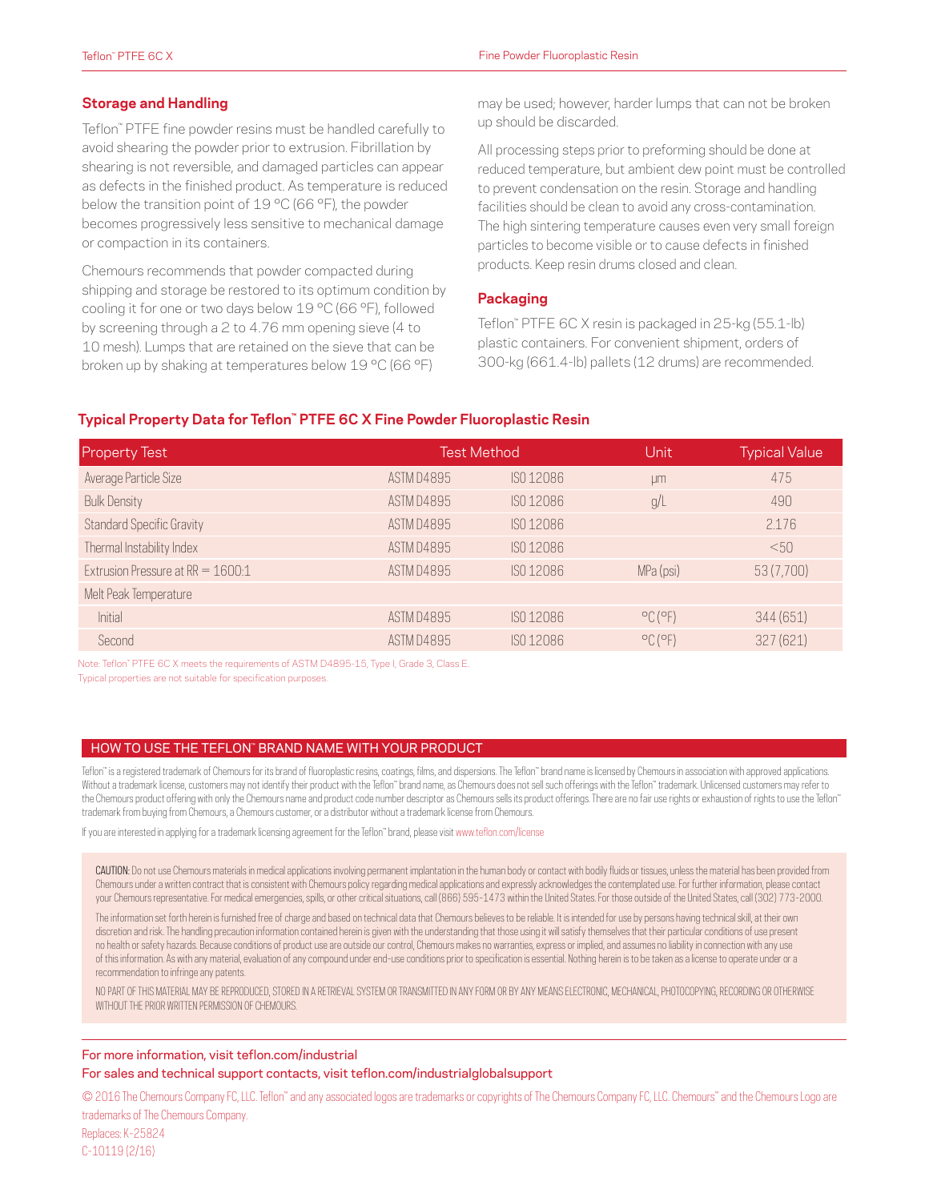## Storage and Handling

Teflon™ PTFE fine powder resins must be handled carefully to avoid shearing the powder prior to extrusion. Fibrillation by shearing is not reversible, and damaged particles can appear as defects in the finished product. As temperature is reduced below the transition point of 19 °C (66 °F), the powder becomes progressively less sensitive to mechanical damage or compaction in its containers.

Chemours recommends that powder compacted during shipping and storage be restored to its optimum condition by cooling it for one or two days below 19 °C (66 °F), followed by screening through a 2 to 4.76 mm opening sieve (4 to 10 mesh). Lumps that are retained on the sieve that can be broken up by shaking at temperatures below 19 °C (66 °F) may be used; however, harder lumps that can not be broken up should be discarded.

All processing steps prior to preforming should be done at reduced temperature, but ambient dew point must be controlled to prevent condensation on the resin. Storage and handling facilities should be clean to avoid any cross-contamination. The high sintering temperature causes even very small foreign particles to become visible or to cause defects in finished products. Keep resin drums closed and clean.

## Packaging

Teflon™ PTFE 6C X resin is packaged in 25-kg (55.1-lb) plastic containers. For convenient shipment, orders of 300-kg (661.4-lb) pallets (12 drums) are recommended.

## Typical Property Data for Teflon™ PTFE 6C X Fine Powder Fluoroplastic Resin

| Property Test | Test Method | | Unit | Typical Value |
|---|---|---|---|---|
| Average Particle Size | ASTM D4895 | ISO 12086 | µm | 475 |
| Bulk Density | ASTM D4895 | ISO 12086 | g/L | 490 |
| Standard Specific Gravity | ASTM D4895 | ISO 12086 | | 2.176 |
| Thermal Instability Index | ASTM D4895 | ISO 12086 | | <50 |
| Extrusion Pressure at RR = 1600:1 | ASTM D4895 | ISO 12086 | MPa (psi) | 53 (7,700) |
| Melt Peak Temperature | | | | |
| Initial | ASTM D4895 | ISO 12086 | °C (°F) | 344 (651) |
| Second | ASTM D4895 | ISO 12086 | °C (°F) | 327 (621) |

Note: Teflon™ PTFE 6C X meets the requirements of ASTM D4895-15, Type I, Grade 3, Class E.
Typical properties are not suitable for specification purposes.

### HOW TO USE THE TEFLON™ BRAND NAME WITH YOUR PRODUCT

Teflon™ is a registered trademark of Chemours for its brand of fluoroplastic resins, coatings, films, and dispersions. The Teflon™ brand name is licensed by Chemours in association with approved applications. Without a trademark license, customers may not identify their product with the Teflon™ brand name, as Chemours does not sell such offerings with the Teflon™ trademark. Unlicensed customers may refer to the Chemours product offering with only the Chemours name and product code number descriptor as Chemours sells its product offerings. There are no fair use rights or exhaustion of rights to use the Teflon™ trademark from buying from Chemours, a Chemours customer, or a distributor without a trademark license from Chemours.

If you are interested in applying for a trademark licensing agreement for the Teflon™ brand, please visit www.teflon.com/license

CAUTION: Do not use Chemours materials in medical applications involving permanent implantation in the human body or contact with bodily fluids or tissues, unless the material has been provided from Chemours under a written contract that is consistent with Chemours policy regarding medical applications and expressly acknowledges the contemplated use. For further information, please contact your Chemours representative. For medical emergencies, spills, or other critical situations, call (866) 595-1473 within the United States. For those outside of the United States, call (302) 773-2000.

The information set forth herein is furnished free of charge and based on technical data that Chemours believes to be reliable. It is intended for use by persons having technical skill, at their own discretion and risk. The handling precaution information contained herein is given with the understanding that those using it will satisfy themselves that their particular conditions of use present no health or safety hazards. Because conditions of product use are outside our control, Chemours makes no warranties, express or implied, and assumes no liability in connection with any use of this information. As with any material, evaluation of any compound under end-use conditions prior to specification is essential. Nothing herein is to be taken as a license to operate under or a recommendation to infringe any patents.

NO PART OF THIS MATERIAL MAY BE REPRODUCED, STORED IN A RETRIEVAL SYSTEM OR TRANSMITTED IN ANY FORM OR BY ANY MEANS ELECTRONIC, MECHANICAL, PHOTOCOPYING, RECORDING OR OTHERWISE WITHOUT THE PRIOR WRITTEN PERMISSION OF CHEMOURS.

For more information, visit teflon.com/industrial
For sales and technical support contacts, visit teflon.com/industrialglobalsupport

© 2016 The Chemours Company FC, LLC. Teflon™ and any associated logos are trademarks or copyrights of The Chemours Company FC, LLC. Chemours™ and the Chemours Logo are trademarks of The Chemours Company.
Replaces: K-25824
C-10119 (2/16)